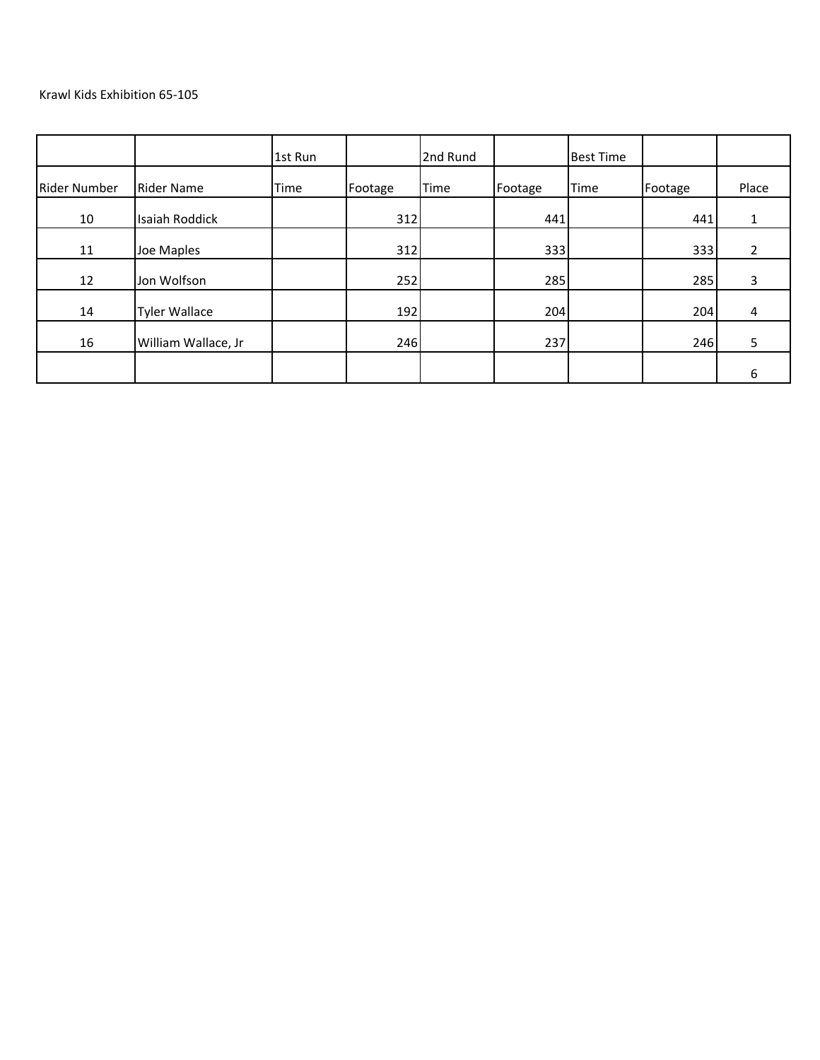Krawl Kids Exhibition 65-105

| | | 1st Run | | 2nd Rund | | Best Time | | |
|---|---|---|---|---|---|---|---|---|
| Rider Number | Rider Name | Time | Footage | Time | Footage | Time | Footage | Place |
| 10 | Isaiah Roddick | | 312 | | 441 | | 441 | 1 |
| 11 | Joe Maples | | 312 | | 333 | | 333 | 2 |
| 12 | Jon Wolfson | | 252 | | 285 | | 285 | 3 |
| 14 | Tyler Wallace | | 192 | | 204 | | 204 | 4 |
| 16 | William Wallace, Jr | | 246 | | 237 | | 246 | 5 |
| | | | | | | | | 6 |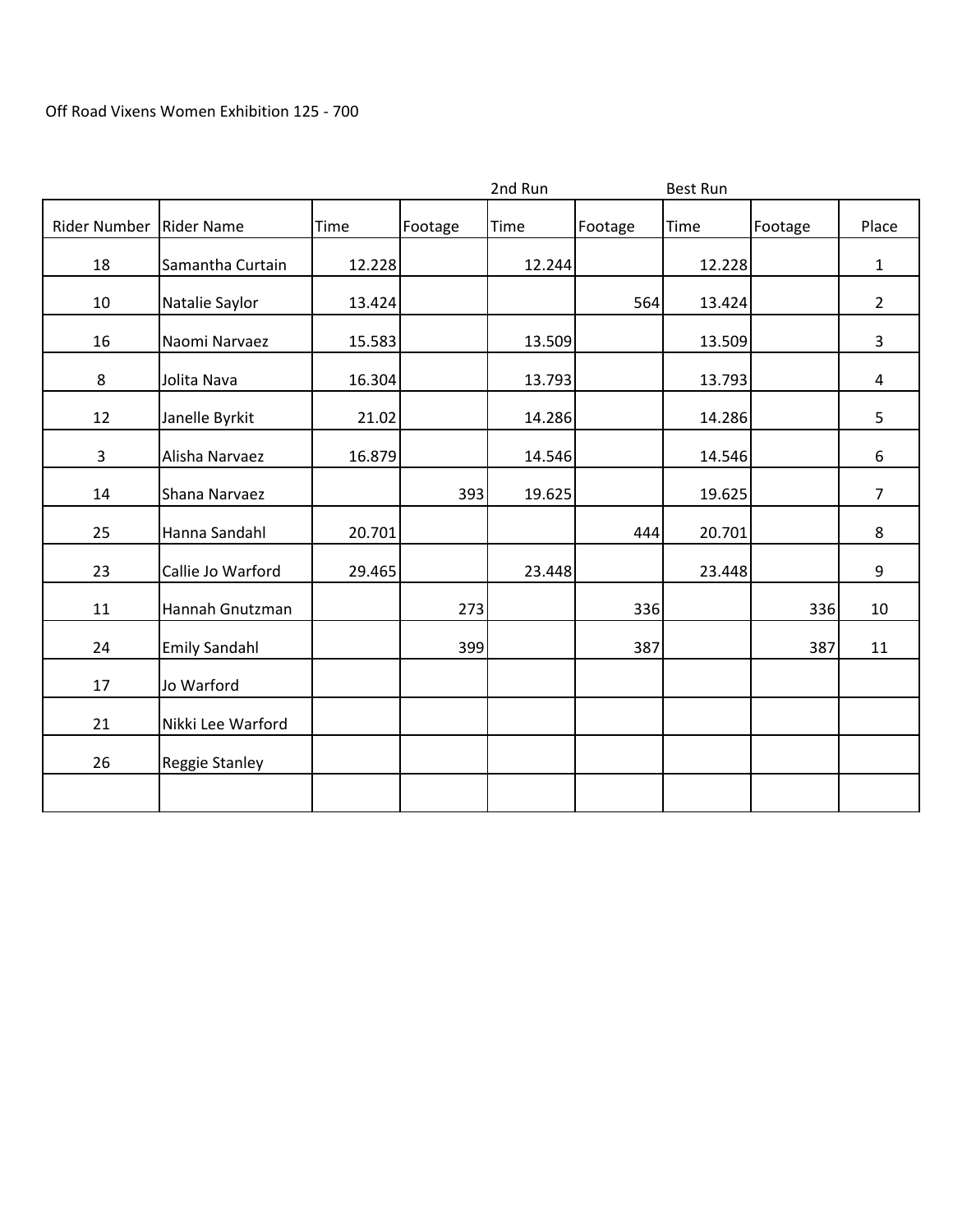Off Road Vixens Women Exhibition 125 - 700

| | | | | 2nd Run | | Best Run | | |
|---|---|---|---|---|---|---|---|---|
| Rider Number | Rider Name | Time | Footage | Time | Footage | Time | Footage | Place |
| 18 | Samantha Curtain | 12.228 | | 12.244 | | 12.228 | | 1 |
| 10 | Natalie Saylor | 13.424 | | | 564 | 13.424 | | 2 |
| 16 | Naomi Narvaez | 15.583 | | 13.509 | | 13.509 | | 3 |
| 8 | Jolita Nava | 16.304 | | 13.793 | | 13.793 | | 4 |
| 12 | Janelle Byrkit | 21.02 | | 14.286 | | 14.286 | | 5 |
| 3 | Alisha Narvaez | 16.879 | | 14.546 | | 14.546 | | 6 |
| 14 | Shana Narvaez | | 393 | 19.625 | | 19.625 | | 7 |
| 25 | Hanna Sandahl | 20.701 | | | 444 | 20.701 | | 8 |
| 23 | Callie Jo Warford | 29.465 | | 23.448 | | 23.448 | | 9 |
| 11 | Hannah Gnutzman | | 273 | | 336 | | 336 | 10 |
| 24 | Emily Sandahl | | 399 | | 387 | | 387 | 11 |
| 17 | Jo Warford | | | | | | | |
| 21 | Nikki Lee Warford | | | | | | | |
| 26 | Reggie Stanley | | | | | | | |
| | | | | | | | | |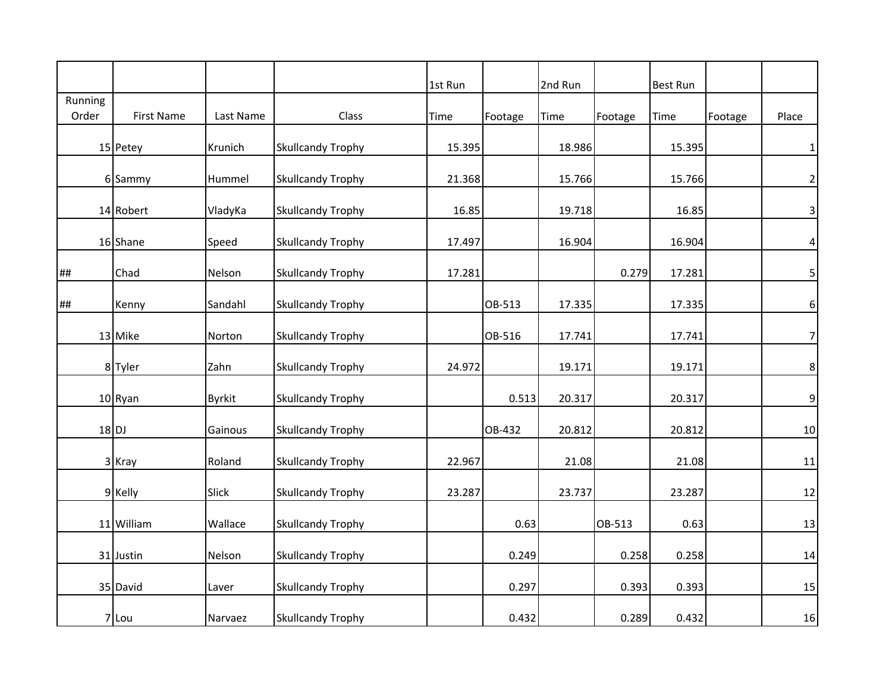| | | | | 1st Run | | 2nd Run | | Best Run | | |
|---|---|---|---|---|---|---|---|---|---|---|
| Running Order | First Name | Last Name | Class | Time | Footage | Time | Footage | Time | Footage | Place |
| 15 | Petey | Krunich | Skullcandy Trophy | 15.395 | | 18.986 | | 15.395 | | 1 |
| 6 | Sammy | Hummel | Skullcandy Trophy | 21.368 | | 15.766 | | 15.766 | | 2 |
| 14 | Robert | VladyKa | Skullcandy Trophy | 16.85 | | 19.718 | | 16.85 | | 3 |
| 16 | Shane | Speed | Skullcandy Trophy | 17.497 | | 16.904 | | 16.904 | | 4 |
| ## | Chad | Nelson | Skullcandy Trophy | 17.281 | | | 0.279 | 17.281 | | 5 |
| ## | Kenny | Sandahl | Skullcandy Trophy | | OB-513 | 17.335 | | 17.335 | | 6 |
| 13 | Mike | Norton | Skullcandy Trophy | | OB-516 | 17.741 | | 17.741 | | 7 |
| 8 | Tyler | Zahn | Skullcandy Trophy | 24.972 | | 19.171 | | 19.171 | | 8 |
| 10 | Ryan | Byrkit | Skullcandy Trophy | | 0.513 | 20.317 | | 20.317 | | 9 |
| 18 | DJ | Gainous | Skullcandy Trophy | | OB-432 | 20.812 | | 20.812 | | 10 |
| 3 | Kray | Roland | Skullcandy Trophy | 22.967 | | 21.08 | | 21.08 | | 11 |
| 9 | Kelly | Slick | Skullcandy Trophy | 23.287 | | 23.737 | | 23.287 | | 12 |
| 11 | William | Wallace | Skullcandy Trophy | | 0.63 | | OB-513 | 0.63 | | 13 |
| 31 | Justin | Nelson | Skullcandy Trophy | | 0.249 | | 0.258 | 0.258 | | 14 |
| 35 | David | Laver | Skullcandy Trophy | | 0.297 | | 0.393 | 0.393 | | 15 |
| 7 | Lou | Narvaez | Skullcandy Trophy | | 0.432 | | 0.289 | 0.432 | | 16 |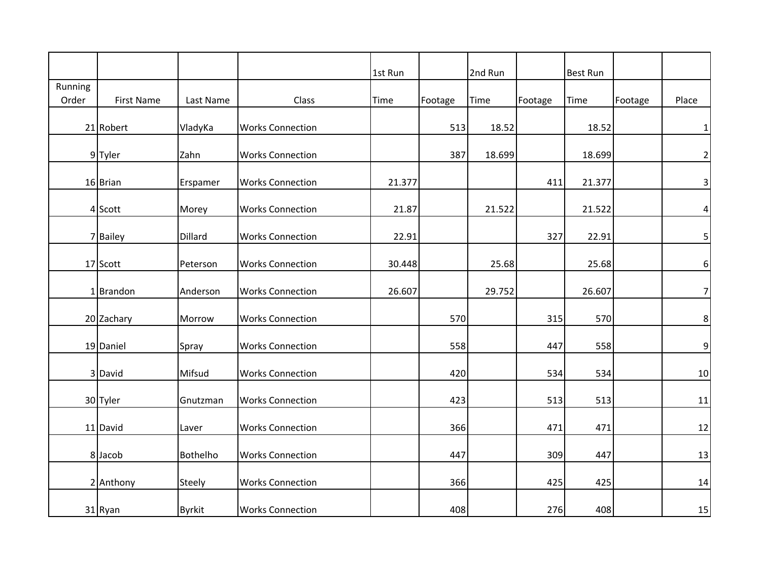| | | | | 1st Run | | 2nd Run | | Best Run | | |
|---|---|---|---|---|---|---|---|---|---|---|
| Running Order | First Name | Last Name | Class | Time | Footage | Time | Footage | Time | Footage | Place |
| 21 | Robert | VladyKa | Works Connection | | 513 | 18.52 | | 18.52 | | 1 |
| 9 | Tyler | Zahn | Works Connection | | 387 | 18.699 | | 18.699 | | 2 |
| 16 | Brian | Erspamer | Works Connection | 21.377 | | | 411 | 21.377 | | 3 |
| 4 | Scott | Morey | Works Connection | 21.87 | | 21.522 | | 21.522 | | 4 |
| 7 | Bailey | Dillard | Works Connection | 22.91 | | | 327 | 22.91 | | 5 |
| 17 | Scott | Peterson | Works Connection | 30.448 | | 25.68 | | 25.68 | | 6 |
| 1 | Brandon | Anderson | Works Connection | 26.607 | | 29.752 | | 26.607 | | 7 |
| 20 | Zachary | Morrow | Works Connection | | 570 | | 315 | 570 | | 8 |
| 19 | Daniel | Spray | Works Connection | | 558 | | 447 | 558 | | 9 |
| 3 | David | Mifsud | Works Connection | | 420 | | 534 | 534 | | 10 |
| 30 | Tyler | Gnutzman | Works Connection | | 423 | | 513 | 513 | | 11 |
| 11 | David | Laver | Works Connection | | 366 | | 471 | 471 | | 12 |
| 8 | Jacob | Bothelho | Works Connection | | 447 | | 309 | 447 | | 13 |
| 2 | Anthony | Steely | Works Connection | | 366 | | 425 | 425 | | 14 |
| 31 | Ryan | Byrkit | Works Connection | | 408 | | 276 | 408 | | 15 |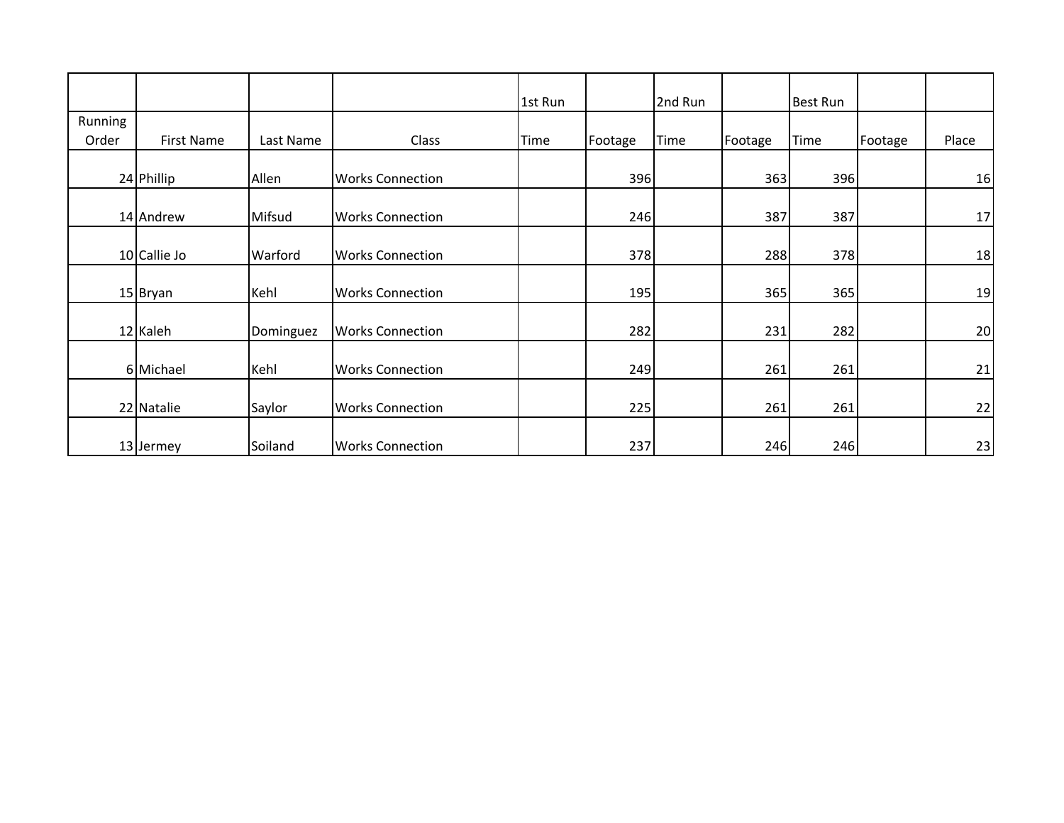| | | | | 1st Run | | 2nd Run | | Best Run | | |
|---|---|---|---|---|---|---|---|---|---|---|
| Running Order | First Name | Last Name | Class | Time | Footage | Time | Footage | Time | Footage | Place |
| 24 | Phillip | Allen | Works Connection | | 396 | | 363 | 396 | | 16 |
| 14 | Andrew | Mifsud | Works Connection | | 246 | | 387 | 387 | | 17 |
| 10 | Callie Jo | Warford | Works Connection | | 378 | | 288 | 378 | | 18 |
| 15 | Bryan | Kehl | Works Connection | | 195 | | 365 | 365 | | 19 |
| 12 | Kaleh | Dominguez | Works Connection | | 282 | | 231 | 282 | | 20 |
| 6 | Michael | Kehl | Works Connection | | 249 | | 261 | 261 | | 21 |
| 22 | Natalie | Saylor | Works Connection | | 225 | | 261 | 261 | | 22 |
| 13 | Jermey | Soiland | Works Connection | | 237 | | 246 | 246 | | 23 |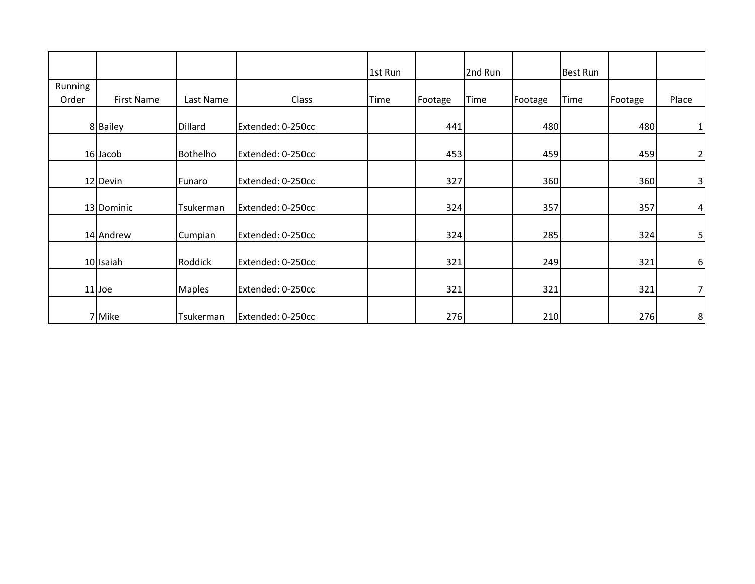| | | | | 1st Run | | 2nd Run | | Best Run | | |
|---|---|---|---|---|---|---|---|---|---|---|
| Running Order | First Name | Last Name | Class | Time | Footage | Time | Footage | Time | Footage | Place |
| 8 | Bailey | Dillard | Extended: 0-250cc | | 441 | | 480 | | 480 | 1 |
| 16 | Jacob | Bothelho | Extended: 0-250cc | | 453 | | 459 | | 459 | 2 |
| 12 | Devin | Funaro | Extended: 0-250cc | | 327 | | 360 | | 360 | 3 |
| 13 | Dominic | Tsukerman | Extended: 0-250cc | | 324 | | 357 | | 357 | 4 |
| 14 | Andrew | Cumpian | Extended: 0-250cc | | 324 | | 285 | | 324 | 5 |
| 10 | Isaiah | Roddick | Extended: 0-250cc | | 321 | | 249 | | 321 | 6 |
| 11 | Joe | Maples | Extended: 0-250cc | | 321 | | 321 | | 321 | 7 |
| 7 | Mike | Tsukerman | Extended: 0-250cc | | 276 | | 210 | | 276 | 8 |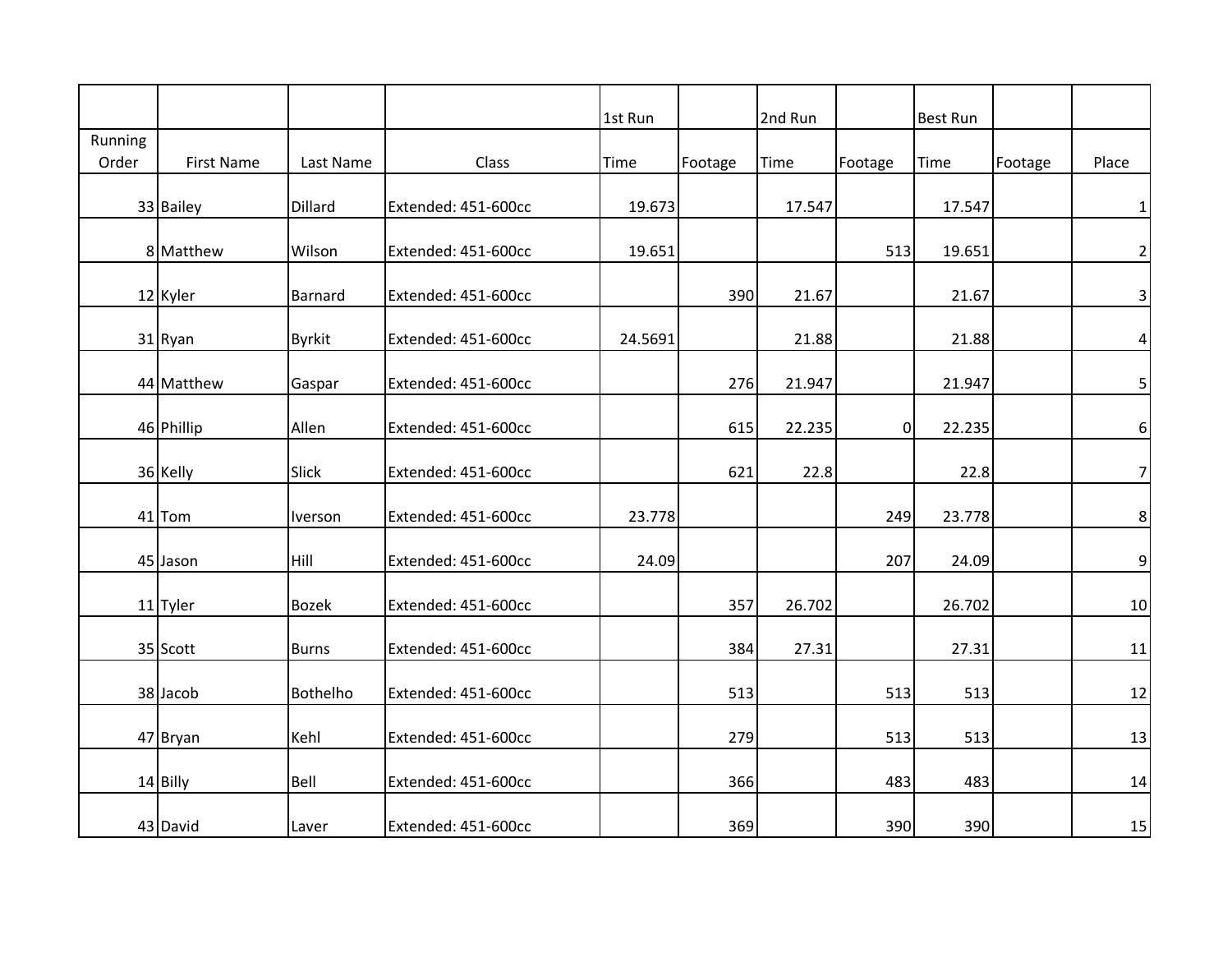| | | | | 1st Run | | 2nd Run | | Best Run | | |
|---|---|---|---|---|---|---|---|---|---|---|
| Running Order | First Name | Last Name | Class | Time | Footage | Time | Footage | Time | Footage | Place |
| 33 | Bailey | Dillard | Extended: 451-600cc | 19.673 | | 17.547 | | 17.547 | | 1 |
| 8 | Matthew | Wilson | Extended: 451-600cc | 19.651 | | | 513 | 19.651 | | 2 |
| 12 | Kyler | Barnard | Extended: 451-600cc | | 390 | 21.67 | | 21.67 | | 3 |
| 31 | Ryan | Byrkit | Extended: 451-600cc | 24.5691 | | 21.88 | | 21.88 | | 4 |
| 44 | Matthew | Gaspar | Extended: 451-600cc | | 276 | 21.947 | | 21.947 | | 5 |
| 46 | Phillip | Allen | Extended: 451-600cc | | 615 | 22.235 | 0 | 22.235 | | 6 |
| 36 | Kelly | Slick | Extended: 451-600cc | | 621 | 22.8 | | 22.8 | | 7 |
| 41 | Tom | Iverson | Extended: 451-600cc | 23.778 | | | 249 | 23.778 | | 8 |
| 45 | Jason | Hill | Extended: 451-600cc | 24.09 | | | 207 | 24.09 | | 9 |
| 11 | Tyler | Bozek | Extended: 451-600cc | | 357 | 26.702 | | 26.702 | | 10 |
| 35 | Scott | Burns | Extended: 451-600cc | | 384 | 27.31 | | 27.31 | | 11 |
| 38 | Jacob | Bothelho | Extended: 451-600cc | | 513 | | 513 | 513 | | 12 |
| 47 | Bryan | Kehl | Extended: 451-600cc | | 279 | | 513 | 513 | | 13 |
| 14 | Billy | Bell | Extended: 451-600cc | | 366 | | 483 | 483 | | 14 |
| 43 | David | Laver | Extended: 451-600cc | | 369 | | 390 | 390 | | 15 |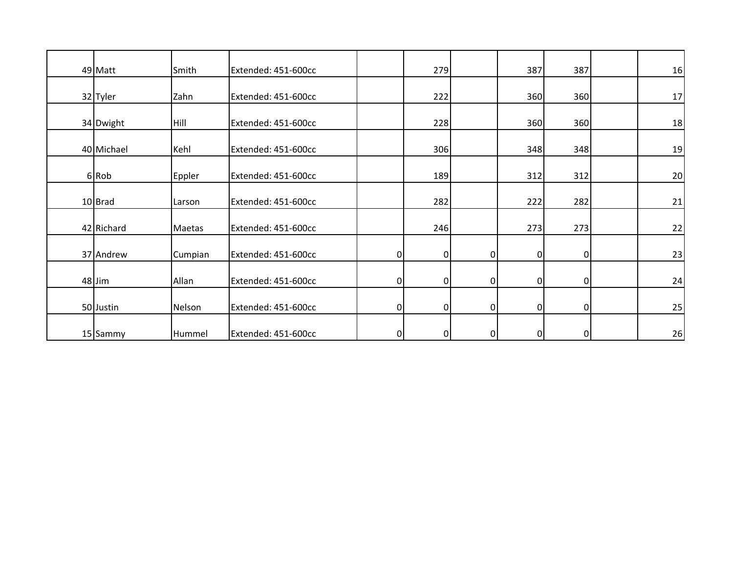| | | | | | | | | | | |
|---|---|---|---|---|---|---|---|---|---|---|
| 49 | Matt | Smith | Extended: 451-600cc | | 279 | | 387 | 387 | | 16 |
| 32 | Tyler | Zahn | Extended: 451-600cc | | 222 | | 360 | 360 | | 17 |
| 34 | Dwight | Hill | Extended: 451-600cc | | 228 | | 360 | 360 | | 18 |
| 40 | Michael | Kehl | Extended: 451-600cc | | 306 | | 348 | 348 | | 19 |
| 6 | Rob | Eppler | Extended: 451-600cc | | 189 | | 312 | 312 | | 20 |
| 10 | Brad | Larson | Extended: 451-600cc | | 282 | | 222 | 282 | | 21 |
| 42 | Richard | Maetas | Extended: 451-600cc | | 246 | | 273 | 273 | | 22 |
| 37 | Andrew | Cumpian | Extended: 451-600cc | 0 | 0 | 0 | 0 | 0 | | 23 |
| 48 | Jim | Allan | Extended: 451-600cc | 0 | 0 | 0 | 0 | 0 | | 24 |
| 50 | Justin | Nelson | Extended: 451-600cc | 0 | 0 | 0 | 0 | 0 | | 25 |
| 15 | Sammy | Hummel | Extended: 451-600cc | 0 | 0 | 0 | 0 | 0 | | 26 |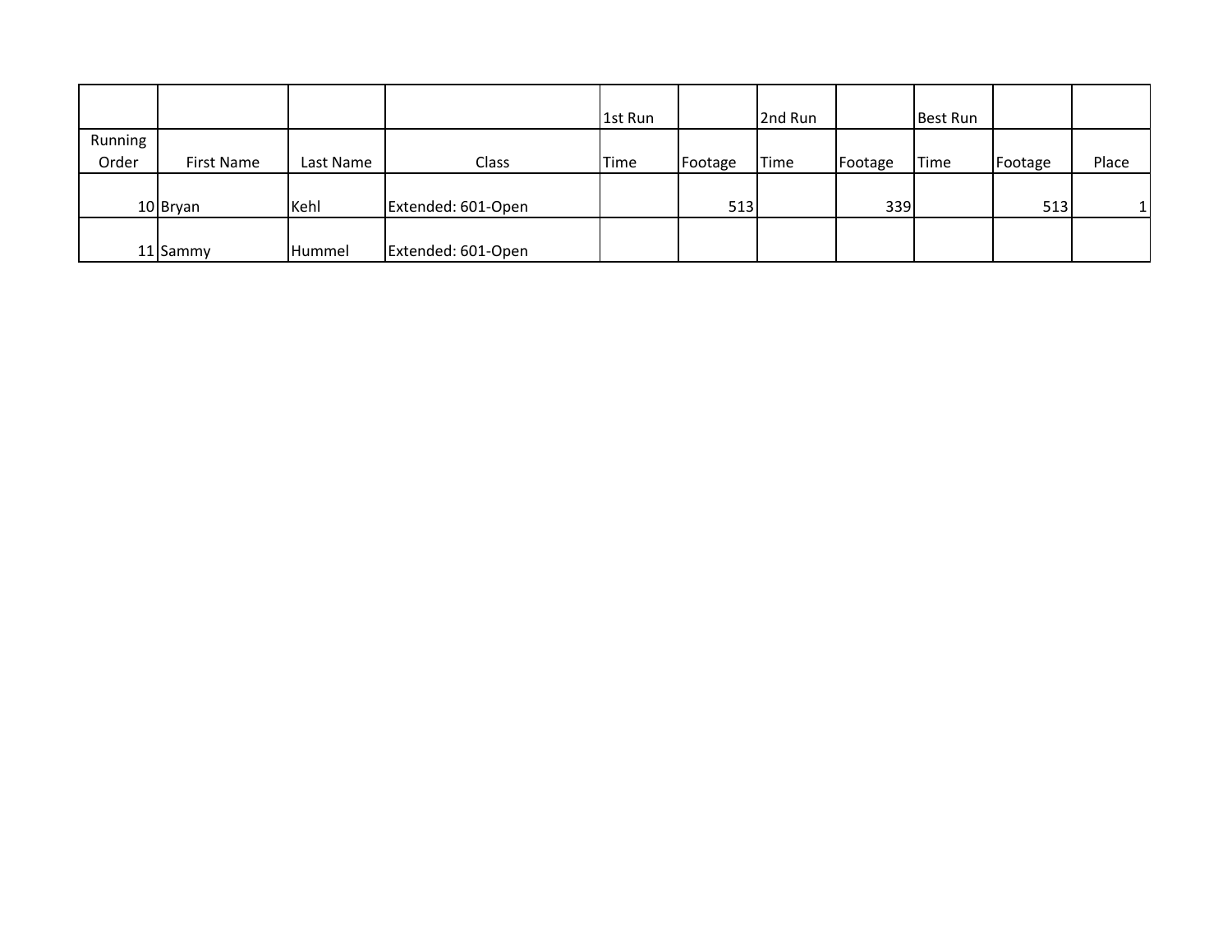| | | | | 1st Run | | 2nd Run | | Best Run | | |
|---|---|---|---|---|---|---|---|---|---|---|
| Running Order | First Name | Last Name | Class | Time | Footage | Time | Footage | Time | Footage | Place |
| 10 | Bryan | Kehl | Extended: 601-Open | | 513 | | 339 | | 513 | 1 |
| 11 | Sammy | Hummel | Extended: 601-Open | | | | | | | |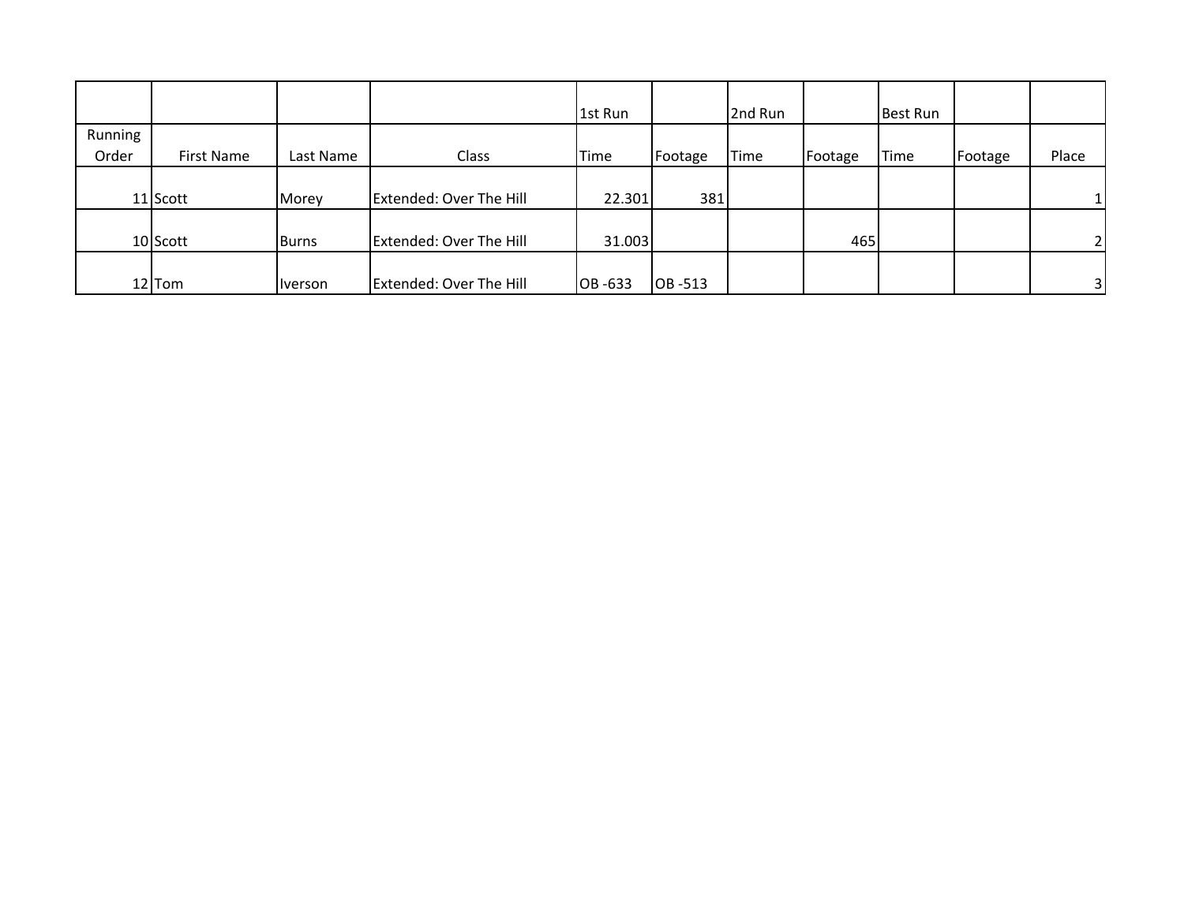| | | | | 1st Run | | 2nd Run | | Best Run | | |
|---|---|---|---|---|---|---|---|---|---|---|
| Running Order | First Name | Last Name | Class | Time | Footage | Time | Footage | Time | Footage | Place |
| 11 | Scott | Morey | Extended: Over The Hill | 22.301 | 381 | | | | | 1 |
| 10 | Scott | Burns | Extended: Over The Hill | 31.003 | | | 465 | | | 2 |
| 12 | Tom | Iverson | Extended: Over The Hill | OB -633 | OB -513 | | | | | 3 |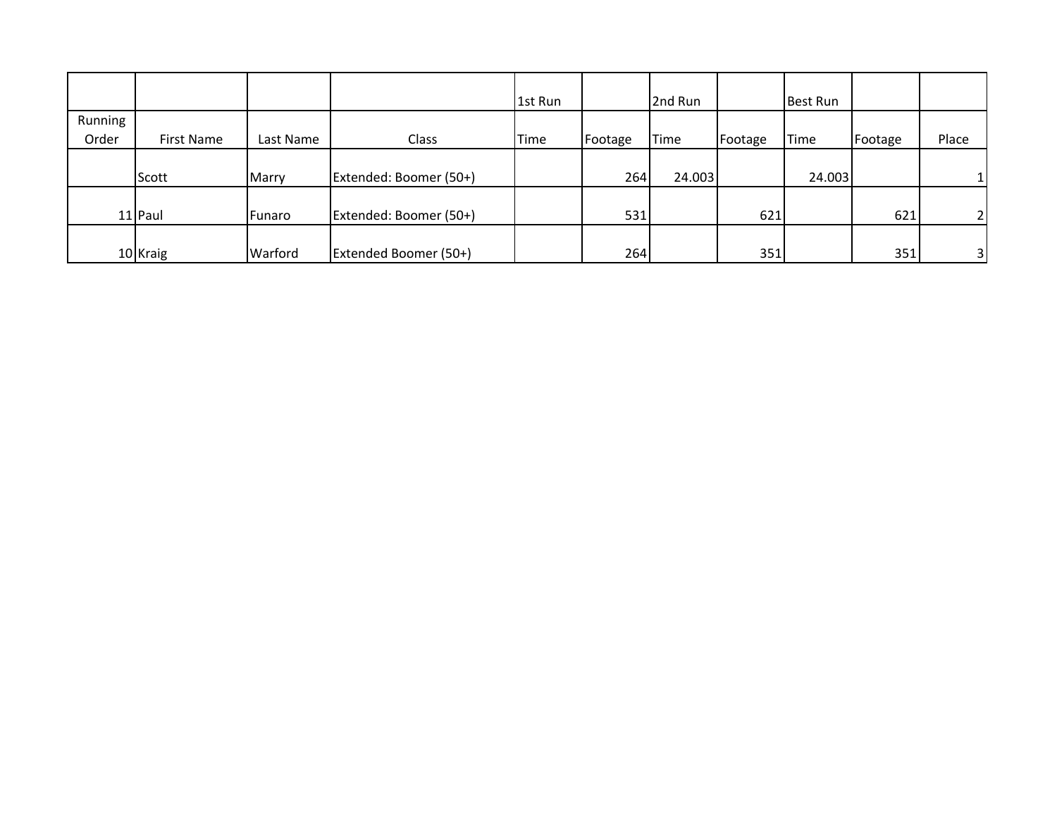| | | | | 1st Run | | 2nd Run | | Best Run | | |
|---|---|---|---|---|---|---|---|---|---|---|
| Running Order | First Name | Last Name | Class | Time | Footage | Time | Footage | Time | Footage | Place |
| | Scott | Marry | Extended: Boomer (50+) | | 264 | 24.003 | | 24.003 | | 1 |
| 11 | Paul | Funaro | Extended: Boomer (50+) | | 531 | | 621 | | 621 | 2 |
| 10 | Kraig | Warford | Extended Boomer (50+) | | 264 | | 351 | | 351 | 3 |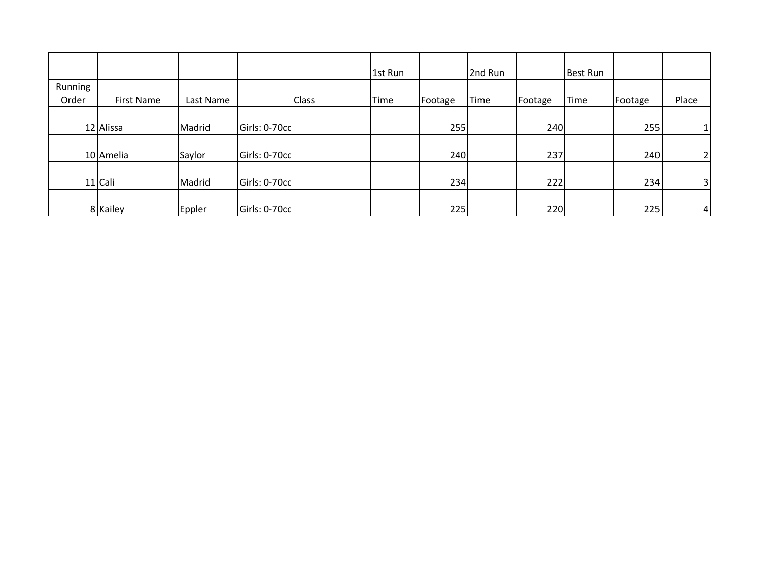| | | | | 1st Run | | 2nd Run | | Best Run | | |
|---|---|---|---|---|---|---|---|---|---|---|
| Running Order | First Name | Last Name | Class | Time | Footage | Time | Footage | Time | Footage | Place |
| 12 | Alissa | Madrid | Girls: 0-70cc | | 255 | | 240 | | 255 | 1 |
| 10 | Amelia | Saylor | Girls: 0-70cc | | 240 | | 237 | | 240 | 2 |
| 11 | Cali | Madrid | Girls: 0-70cc | | 234 | | 222 | | 234 | 3 |
| 8 | Kailey | Eppler | Girls: 0-70cc | | 225 | | 220 | | 225 | 4 |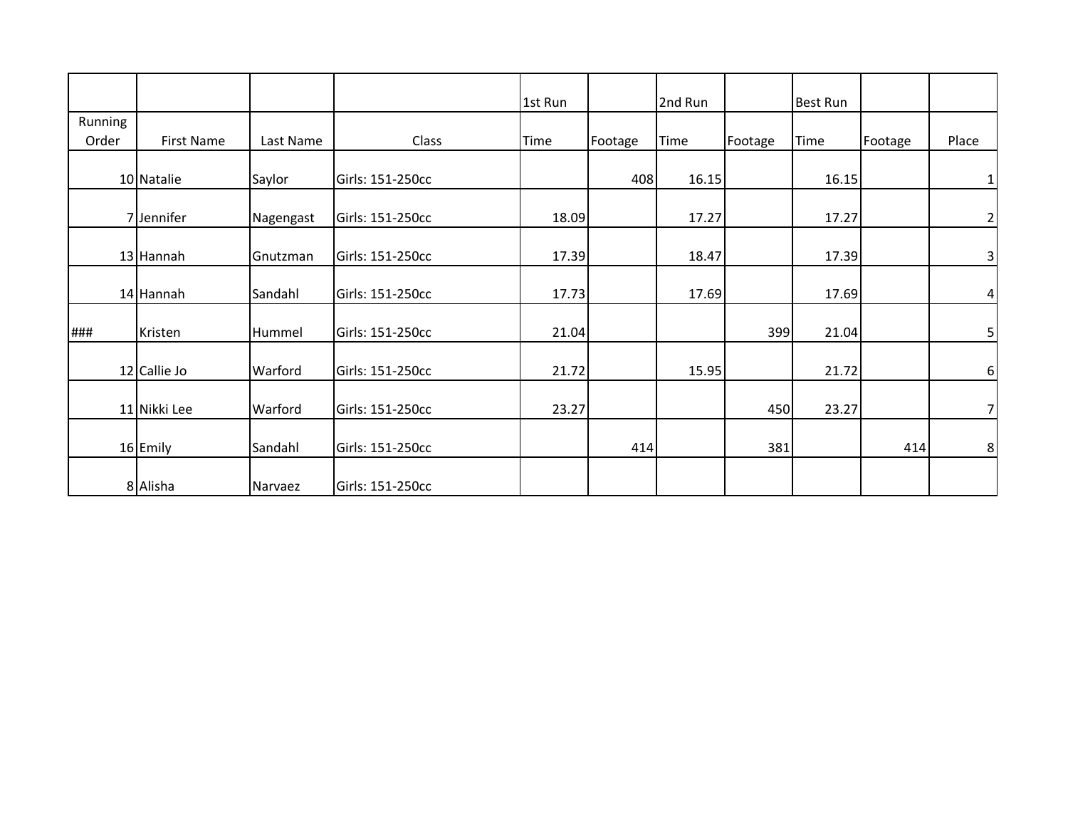| | | | | 1st Run | | 2nd Run | | Best Run | | |
|---|---|---|---|---|---|---|---|---|---|---|
| Running Order | First Name | Last Name | Class | Time | Footage | Time | Footage | Time | Footage | Place |
| 10 | Natalie | Saylor | Girls: 151-250cc | | 408 | 16.15 | | 16.15 | | 1 |
| 7 | Jennifer | Nagengast | Girls: 151-250cc | 18.09 | | 17.27 | | 17.27 | | 2 |
| 13 | Hannah | Gnutzman | Girls: 151-250cc | 17.39 | | 18.47 | | 17.39 | | 3 |
| 14 | Hannah | Sandahl | Girls: 151-250cc | 17.73 | | 17.69 | | 17.69 | | 4 |
| ### | Kristen | Hummel | Girls: 151-250cc | 21.04 | | | 399 | 21.04 | | 5 |
| 12 | Callie Jo | Warford | Girls: 151-250cc | 21.72 | | 15.95 | | 21.72 | | 6 |
| 11 | Nikki Lee | Warford | Girls: 151-250cc | 23.27 | | | 450 | 23.27 | | 7 |
| 16 | Emily | Sandahl | Girls: 151-250cc | | 414 | | 381 | | 414 | 8 |
| 8 | Alisha | Narvaez | Girls: 151-250cc | | | | | | | |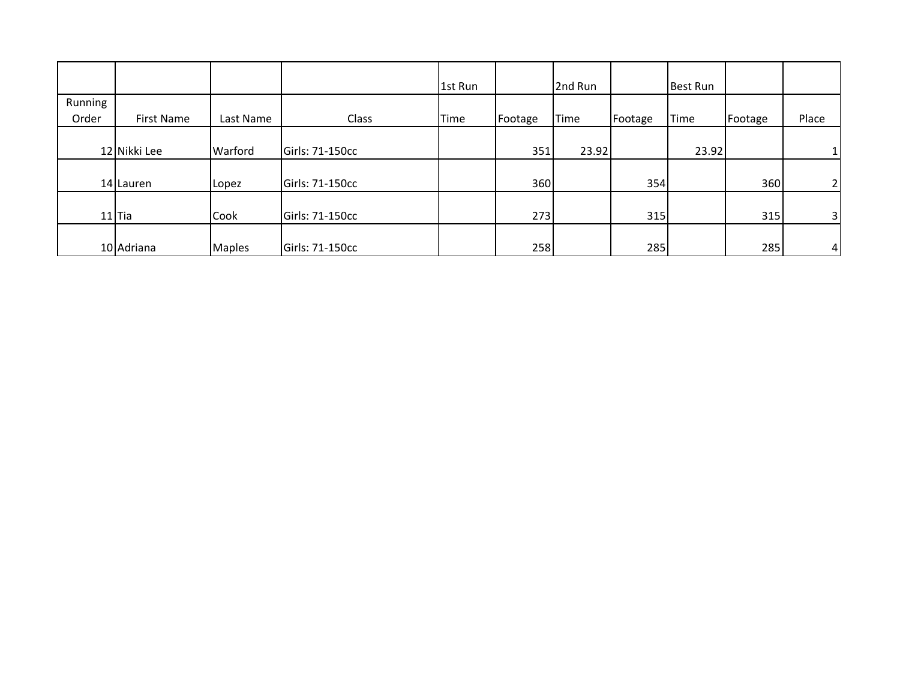| | | | | 1st Run | | 2nd Run | | Best Run | | |
|---|---|---|---|---|---|---|---|---|---|---|
| Running Order | First Name | Last Name | Class | Time | Footage | Time | Footage | Time | Footage | Place |
| 12 | Nikki Lee | Warford | Girls: 71-150cc | | 351 | 23.92 | | 23.92 | | 1 |
| 14 | Lauren | Lopez | Girls: 71-150cc | | 360 | | 354 | | 360 | 2 |
| 11 | Tia | Cook | Girls: 71-150cc | | 273 | | 315 | | 315 | 3 |
| 10 | Adriana | Maples | Girls: 71-150cc | | 258 | | 285 | | 285 | 4 |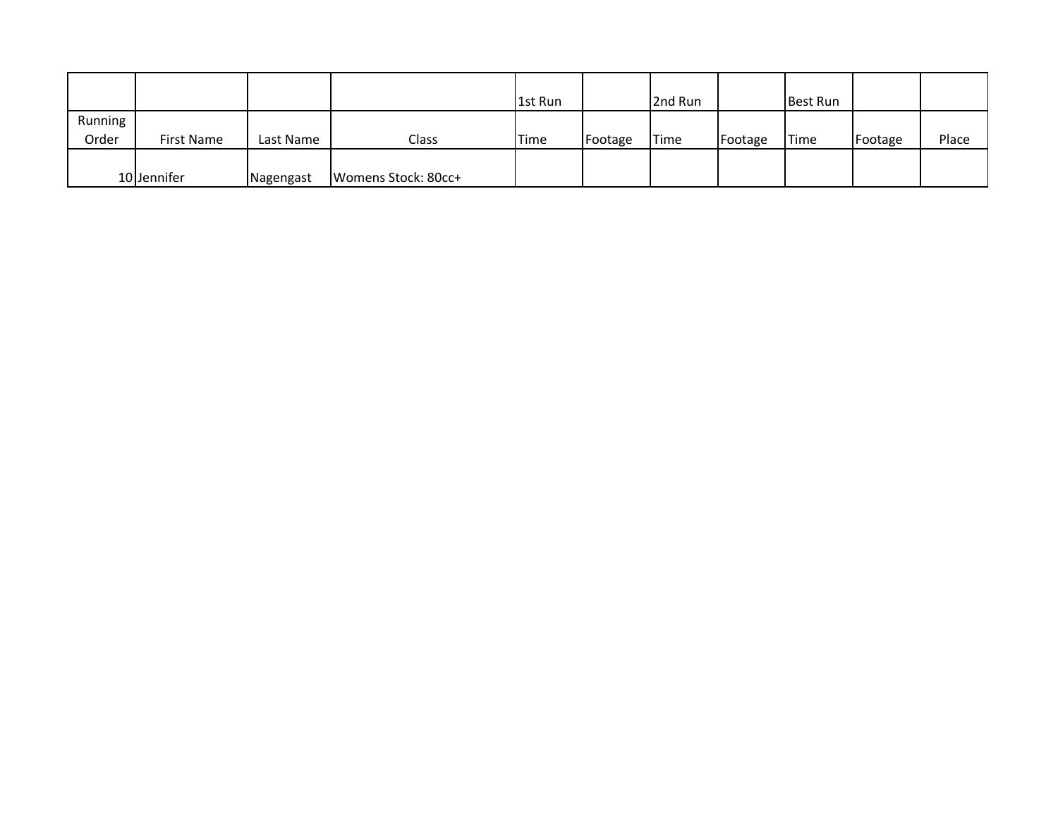| | | | | 1st Run | | 2nd Run | | Best Run | | |
|---|---|---|---|---|---|---|---|---|---|---|
| Running Order | First Name | Last Name | Class | Time | Footage | Time | Footage | Time | Footage | Place |
| 10 | Jennifer | Nagengast | Womens Stock: 80cc+ | | | | | | | |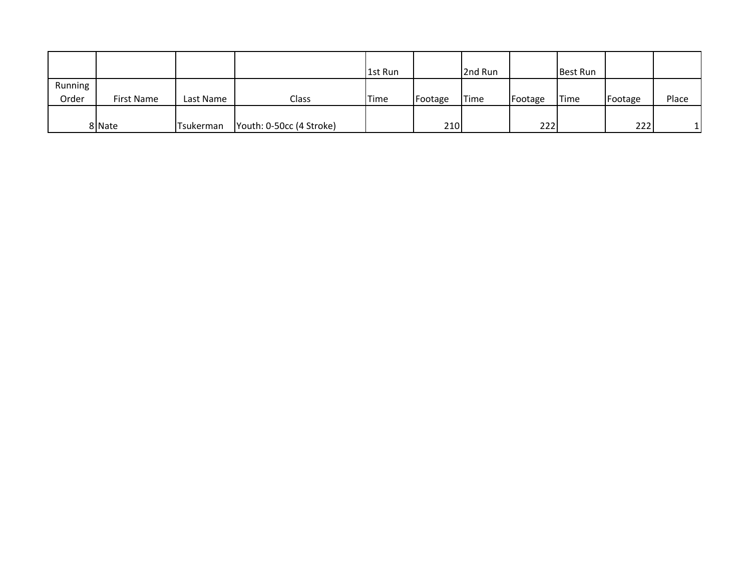| | | | | 1st Run | | 2nd Run | | Best Run | | |
|---|---|---|---|---|---|---|---|---|---|---|
| Running Order | First Name | Last Name | Class | Time | Footage | Time | Footage | Time | Footage | Place |
| 8 | Nate | Tsukerman | Youth: 0-50cc (4 Stroke) | | 210 | | 222 | | 222 | 1 |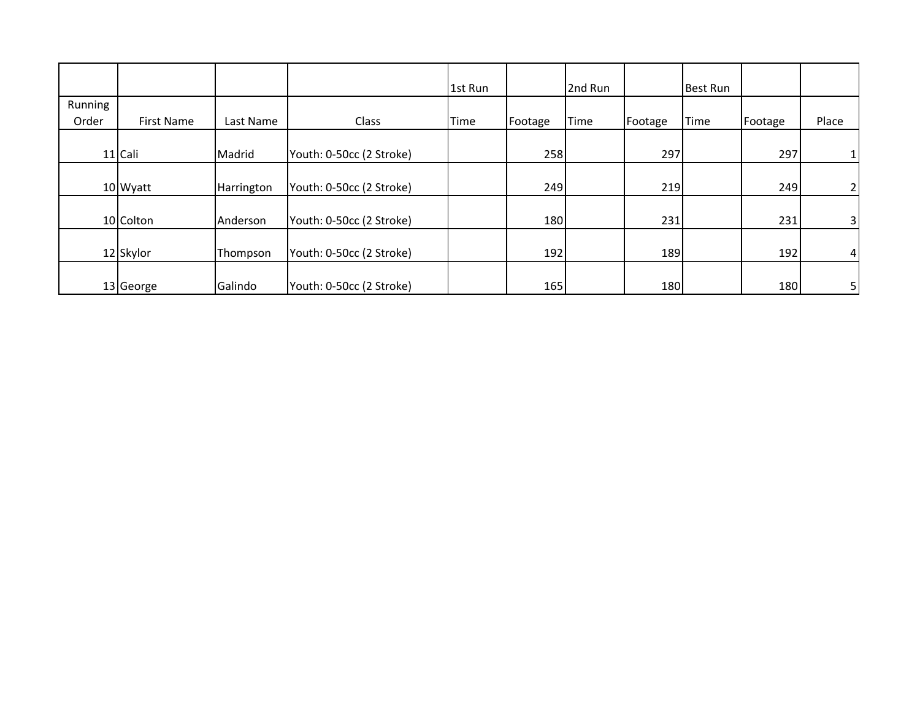| | | | | 1st Run | | 2nd Run | | Best Run | | |
|---|---|---|---|---|---|---|---|---|---|---|
| Running Order | First Name | Last Name | Class | Time | Footage | Time | Footage | Time | Footage | Place |
| 11 | Cali | Madrid | Youth: 0-50cc (2 Stroke) | | 258 | | 297 | | 297 | 1 |
| 10 | Wyatt | Harrington | Youth: 0-50cc (2 Stroke) | | 249 | | 219 | | 249 | 2 |
| 10 | Colton | Anderson | Youth: 0-50cc (2 Stroke) | | 180 | | 231 | | 231 | 3 |
| 12 | Skylor | Thompson | Youth: 0-50cc (2 Stroke) | | 192 | | 189 | | 192 | 4 |
| 13 | George | Galindo | Youth: 0-50cc (2 Stroke) | | 165 | | 180 | | 180 | 5 |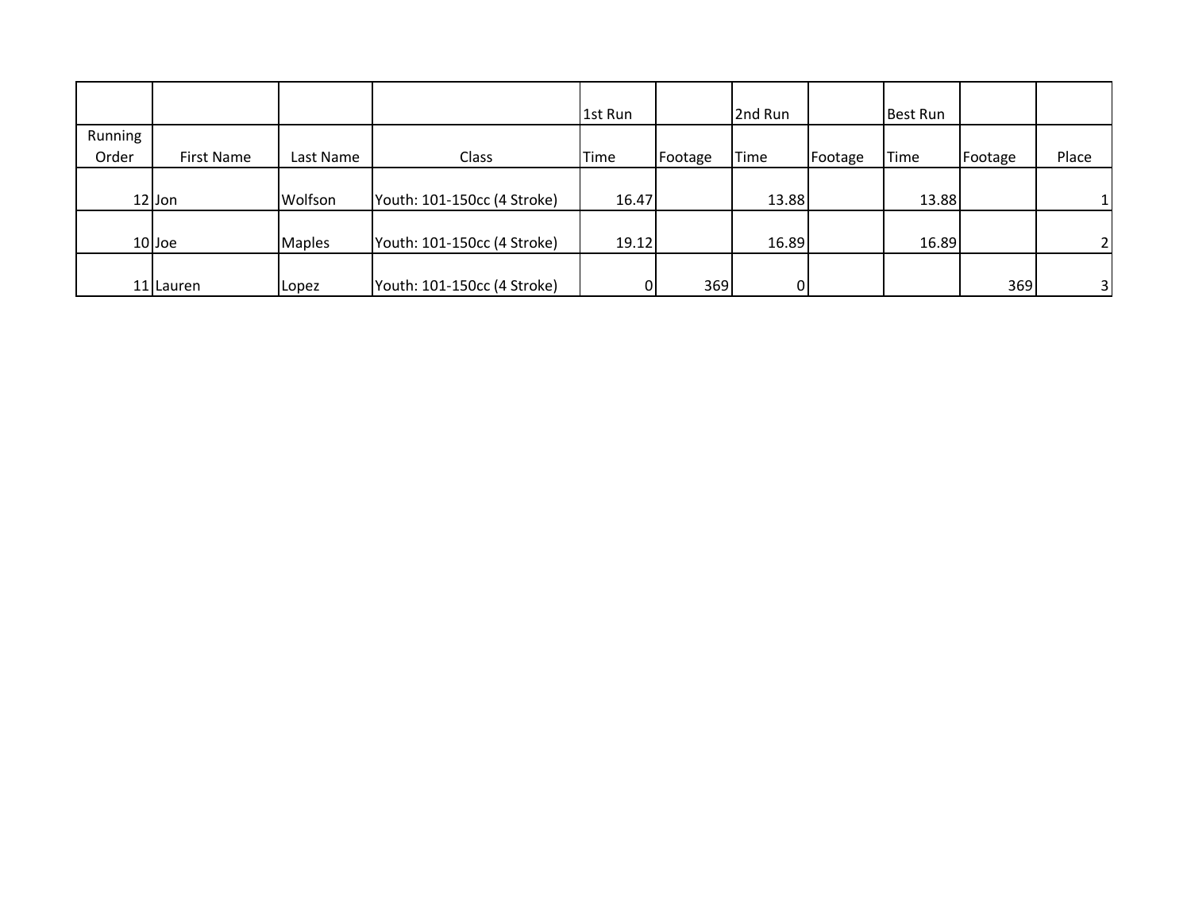| | | | | 1st Run | | 2nd Run | | Best Run | | |
|---|---|---|---|---|---|---|---|---|---|---|
| Running Order | First Name | Last Name | Class | Time | Footage | Time | Footage | Time | Footage | Place |
| 12 | Jon | Wolfson | Youth: 101-150cc (4 Stroke) | 16.47 | | 13.88 | | 13.88 | | 1 |
| 10 | Joe | Maples | Youth: 101-150cc (4 Stroke) | 19.12 | | 16.89 | | 16.89 | | 2 |
| 11 | Lauren | Lopez | Youth: 101-150cc (4 Stroke) | 0 | 369 | 0 | | | 369 | 3 |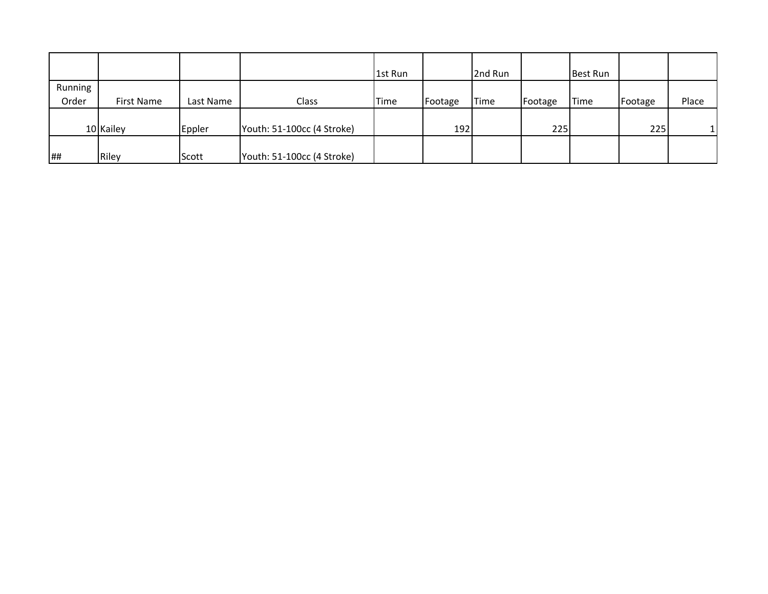| | | | | 1st Run | | 2nd Run | | Best Run | | |
|---|---|---|---|---|---|---|---|---|---|---|
| Running Order | First Name | Last Name | Class | Time | Footage | Time | Footage | Time | Footage | Place |
| 10 | Kailey | Eppler | Youth: 51-100cc (4 Stroke) | | 192 | | 225 | | 225 | 1 |
| ## | Riley | Scott | Youth: 51-100cc (4 Stroke) | | | | | | | |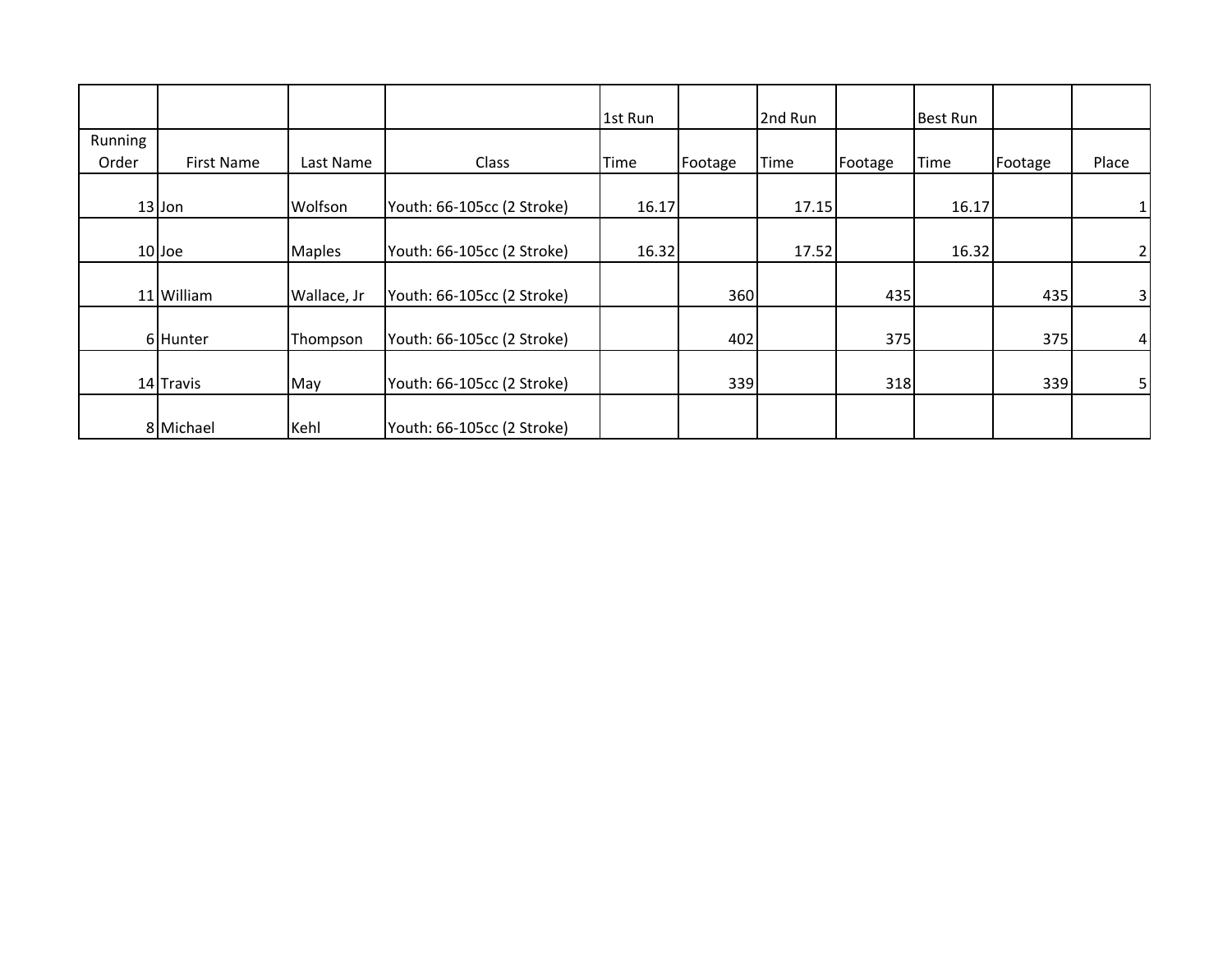| | | | | 1st Run | | 2nd Run | | Best Run | | |
|---|---|---|---|---|---|---|---|---|---|---|
| Running Order | First Name | Last Name | Class | Time | Footage | Time | Footage | Time | Footage | Place |
| 13 | Jon | Wolfson | Youth: 66-105cc (2 Stroke) | 16.17 | | 17.15 | | 16.17 | | 1 |
| 10 | Joe | Maples | Youth: 66-105cc (2 Stroke) | 16.32 | | 17.52 | | 16.32 | | 2 |
| 11 | William | Wallace, Jr | Youth: 66-105cc (2 Stroke) | | 360 | | 435 | | 435 | 3 |
| 6 | Hunter | Thompson | Youth: 66-105cc (2 Stroke) | | 402 | | 375 | | 375 | 4 |
| 14 | Travis | May | Youth: 66-105cc (2 Stroke) | | 339 | | 318 | | 339 | 5 |
| 8 | Michael | Kehl | Youth: 66-105cc (2 Stroke) | | | | | | | |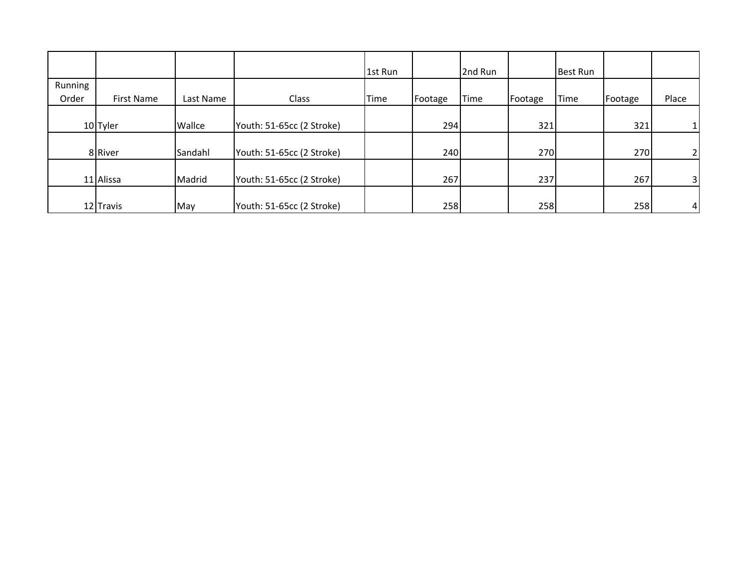| | | | | 1st Run | | 2nd Run | | Best Run | | |
|---|---|---|---|---|---|---|---|---|---|---|
| Running Order | First Name | Last Name | Class | Time | Footage | Time | Footage | Time | Footage | Place |
| 10 | Tyler | Wallce | Youth: 51-65cc (2 Stroke) | | 294 | | 321 | | 321 | 1 |
| 8 | River | Sandahl | Youth: 51-65cc (2 Stroke) | | 240 | | 270 | | 270 | 2 |
| 11 | Alissa | Madrid | Youth: 51-65cc (2 Stroke) | | 267 | | 237 | | 267 | 3 |
| 12 | Travis | May | Youth: 51-65cc (2 Stroke) | | 258 | | 258 | | 258 | 4 |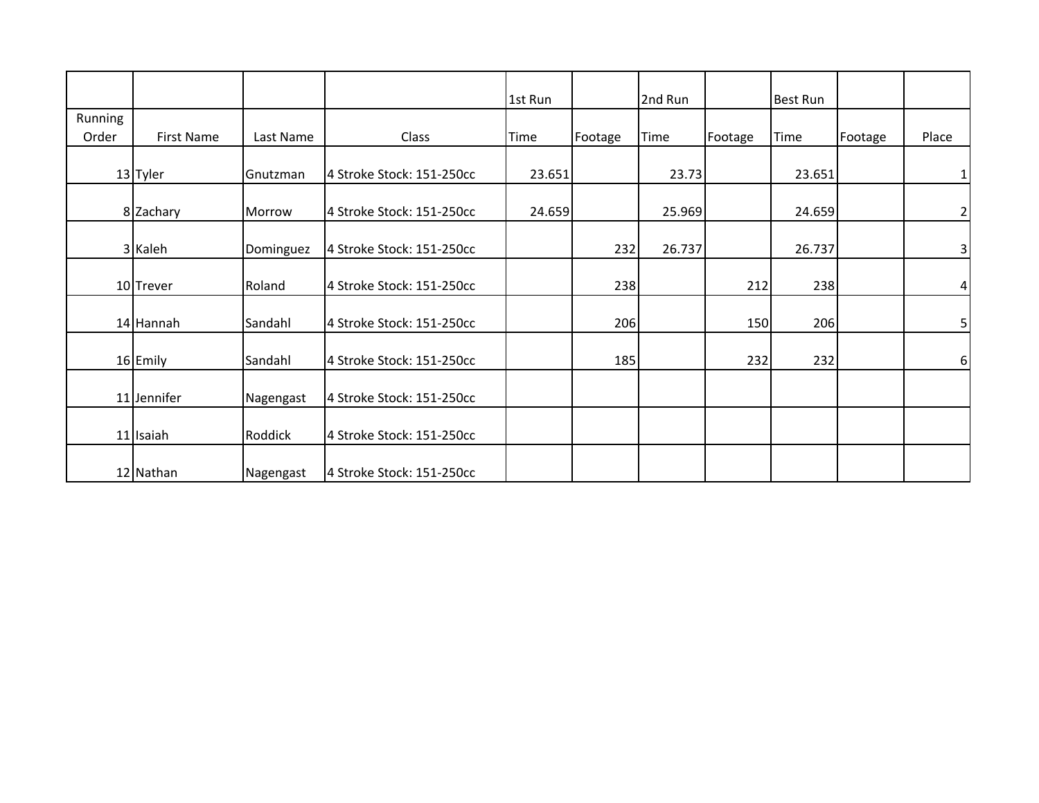| | | | | 1st Run | | 2nd Run | | Best Run | | |
|---|---|---|---|---|---|---|---|---|---|---|
| Running Order | First Name | Last Name | Class | Time | Footage | Time | Footage | Time | Footage | Place |
| 13 | Tyler | Gnutzman | 4 Stroke Stock: 151-250cc | 23.651 | | 23.73 | | 23.651 | | 1 |
| 8 | Zachary | Morrow | 4 Stroke Stock: 151-250cc | 24.659 | | 25.969 | | 24.659 | | 2 |
| 3 | Kaleh | Dominguez | 4 Stroke Stock: 151-250cc | | 232 | 26.737 | | 26.737 | | 3 |
| 10 | Trever | Roland | 4 Stroke Stock: 151-250cc | | 238 | | 212 | 238 | | 4 |
| 14 | Hannah | Sandahl | 4 Stroke Stock: 151-250cc | | 206 | | 150 | 206 | | 5 |
| 16 | Emily | Sandahl | 4 Stroke Stock: 151-250cc | | 185 | | 232 | 232 | | 6 |
| 11 | Jennifer | Nagengast | 4 Stroke Stock: 151-250cc | | | | | | | |
| 11 | Isaiah | Roddick | 4 Stroke Stock: 151-250cc | | | | | | | |
| 12 | Nathan | Nagengast | 4 Stroke Stock: 151-250cc | | | | | | | |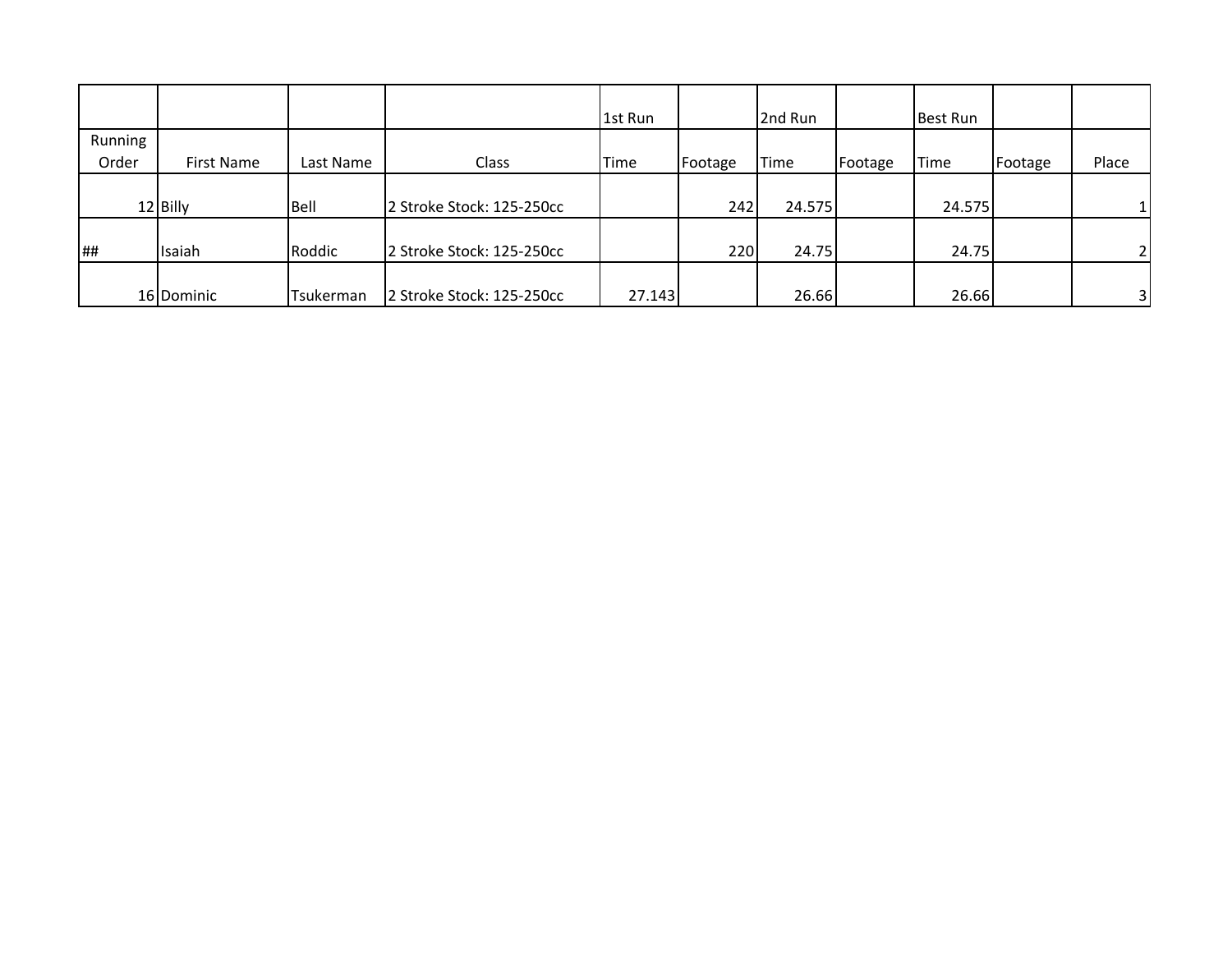| | | | | 1st Run | | 2nd Run | | Best Run | | |
|---|---|---|---|---|---|---|---|---|---|---|
| Running Order | First Name | Last Name | Class | Time | Footage | Time | Footage | Time | Footage | Place |
| 12 | Billy | Bell | 2 Stroke Stock: 125-250cc | | 242 | 24.575 | | 24.575 | | 1 |
| ## | Isaiah | Roddic | 2 Stroke Stock: 125-250cc | | 220 | 24.75 | | 24.75 | | 2 |
| 16 | Dominic | Tsukerman | 2 Stroke Stock: 125-250cc | 27.143 | | 26.66 | | 26.66 | | 3 |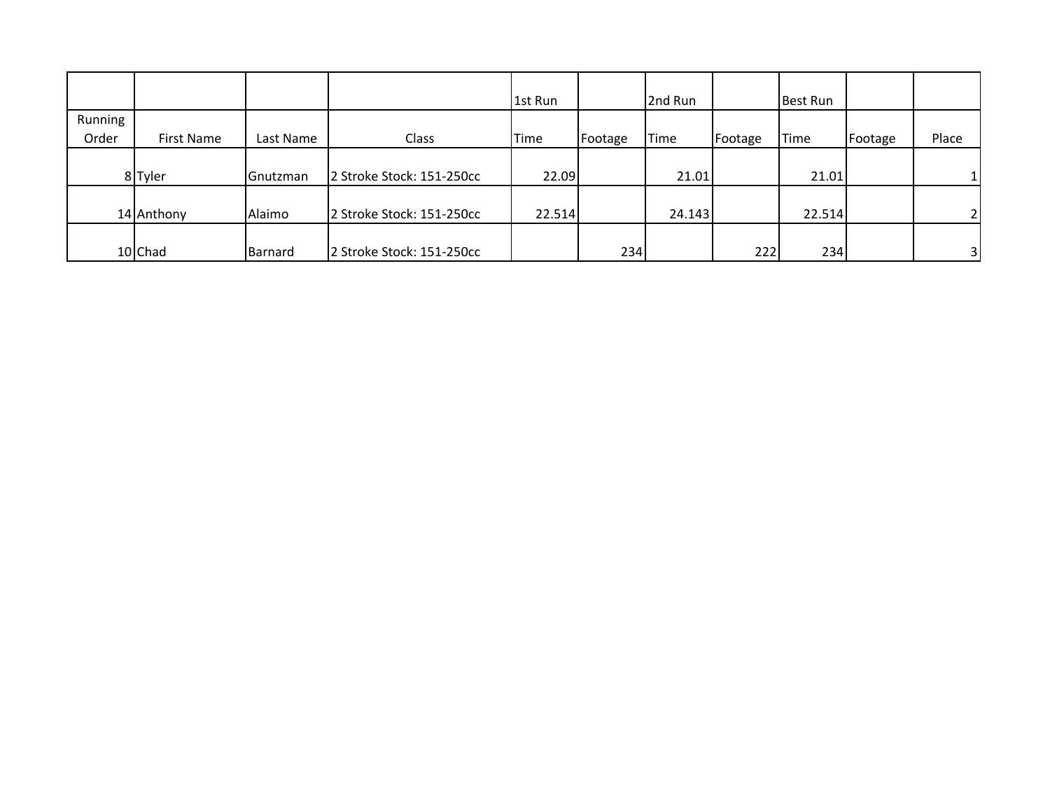| | | | | 1st Run | | 2nd Run | | Best Run | | |
|---|---|---|---|---|---|---|---|---|---|---|
| Running Order | First Name | Last Name | Class | Time | Footage | Time | Footage | Time | Footage | Place |
| 8 | Tyler | Gnutzman | 2 Stroke Stock: 151-250cc | 22.09 | | 21.01 | | 21.01 | | 1 |
| 14 | Anthony | Alaimo | 2 Stroke Stock: 151-250cc | 22.514 | | 24.143 | | 22.514 | | 2 |
| 10 | Chad | Barnard | 2 Stroke Stock: 151-250cc | | 234 | | 222 | 234 | | 3 |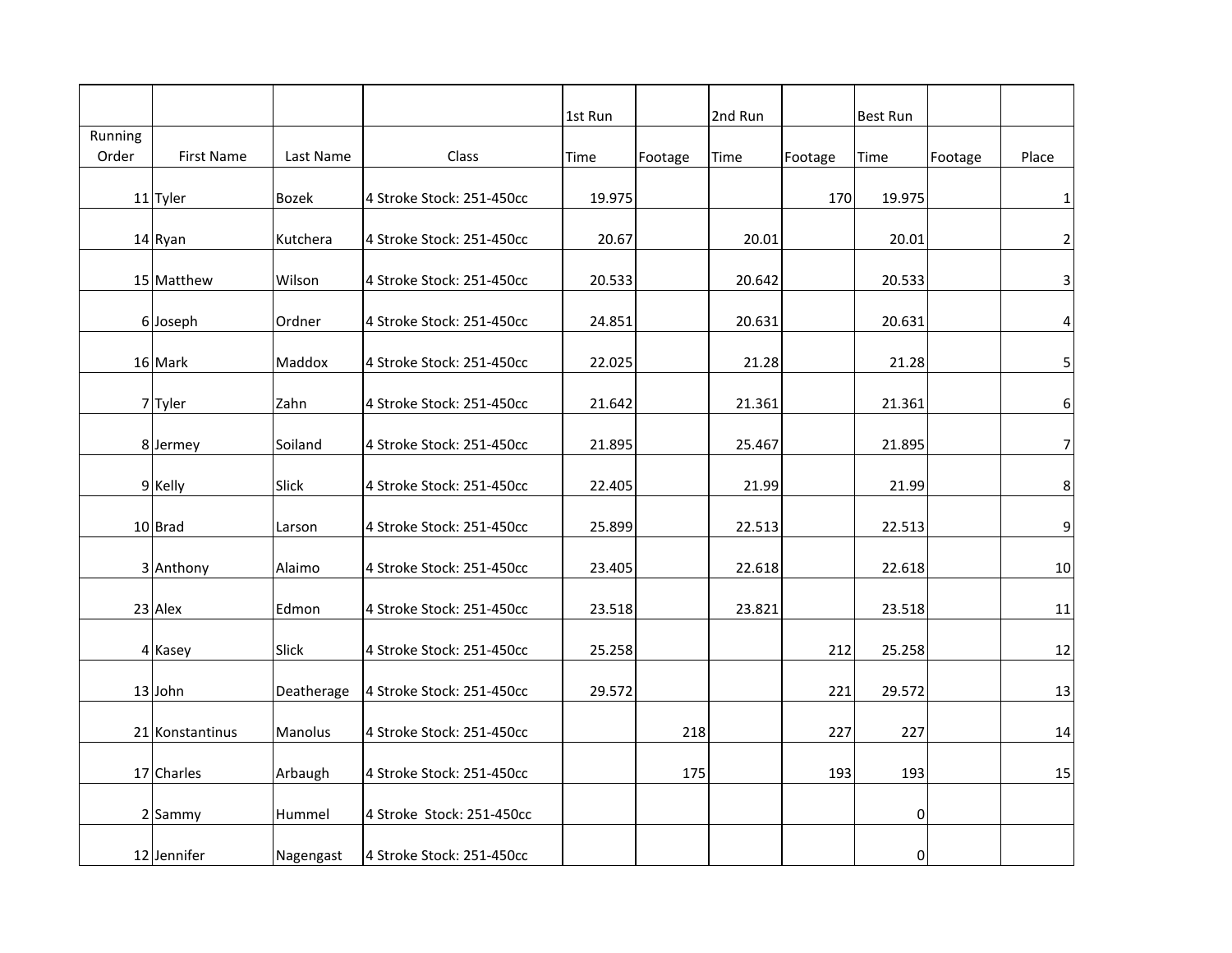| | | | | 1st Run | | 2nd Run | | Best Run | | |
|---|---|---|---|---|---|---|---|---|---|---|
| Running Order | First Name | Last Name | Class | Time | Footage | Time | Footage | Time | Footage | Place |
| 11 | Tyler | Bozek | 4 Stroke Stock: 251-450cc | 19.975 | | | 170 | 19.975 | | 1 |
| 14 | Ryan | Kutchera | 4 Stroke Stock: 251-450cc | 20.67 | | 20.01 | | 20.01 | | 2 |
| 15 | Matthew | Wilson | 4 Stroke Stock: 251-450cc | 20.533 | | 20.642 | | 20.533 | | 3 |
| 6 | Joseph | Ordner | 4 Stroke Stock: 251-450cc | 24.851 | | 20.631 | | 20.631 | | 4 |
| 16 | Mark | Maddox | 4 Stroke Stock: 251-450cc | 22.025 | | 21.28 | | 21.28 | | 5 |
| 7 | Tyler | Zahn | 4 Stroke Stock: 251-450cc | 21.642 | | 21.361 | | 21.361 | | 6 |
| 8 | Jermey | Soiland | 4 Stroke Stock: 251-450cc | 21.895 | | 25.467 | | 21.895 | | 7 |
| 9 | Kelly | Slick | 4 Stroke Stock: 251-450cc | 22.405 | | 21.99 | | 21.99 | | 8 |
| 10 | Brad | Larson | 4 Stroke Stock: 251-450cc | 25.899 | | 22.513 | | 22.513 | | 9 |
| 3 | Anthony | Alaimo | 4 Stroke Stock: 251-450cc | 23.405 | | 22.618 | | 22.618 | | 10 |
| 23 | Alex | Edmon | 4 Stroke Stock: 251-450cc | 23.518 | | 23.821 | | 23.518 | | 11 |
| 4 | Kasey | Slick | 4 Stroke Stock: 251-450cc | 25.258 | | | 212 | 25.258 | | 12 |
| 13 | John | Deatherage | 4 Stroke Stock: 251-450cc | 29.572 | | | 221 | 29.572 | | 13 |
| 21 | Konstantinus | Manolus | 4 Stroke Stock: 251-450cc | | 218 | | 227 | 227 | | 14 |
| 17 | Charles | Arbaugh | 4 Stroke Stock: 251-450cc | | 175 | | 193 | 193 | | 15 |
| 2 | Sammy | Hummel | 4 Stroke  Stock: 251-450cc | | | | | 0 | | |
| 12 | Jennifer | Nagengast | 4 Stroke Stock: 251-450cc | | | | | 0 | | |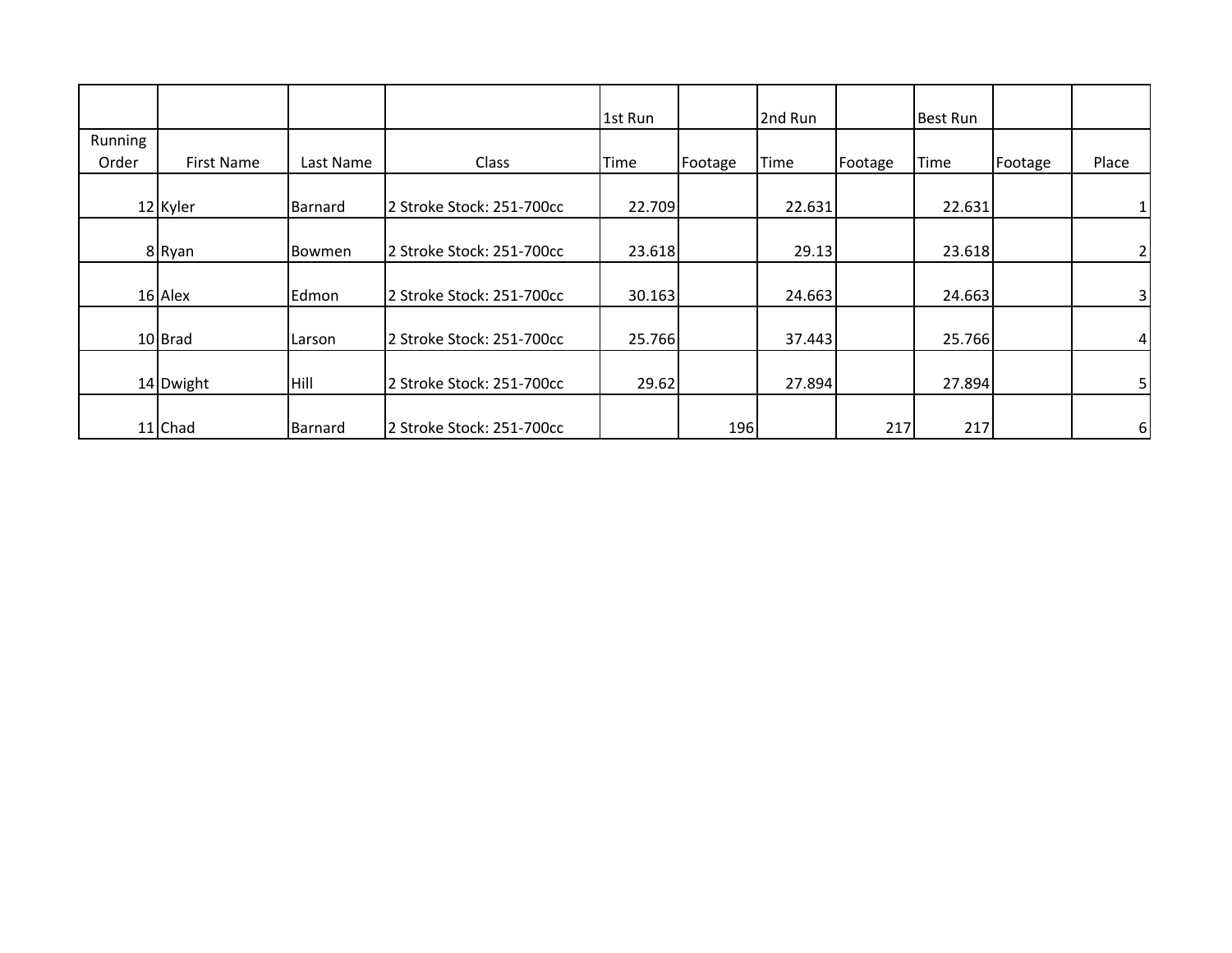| | | | | 1st Run | | 2nd Run | | Best Run | | |
|---|---|---|---|---|---|---|---|---|---|---|
| Running Order | First Name | Last Name | Class | Time | Footage | Time | Footage | Time | Footage | Place |
| 12 | Kyler | Barnard | 2 Stroke Stock: 251-700cc | 22.709 | | 22.631 | | 22.631 | | 1 |
| 8 | Ryan | Bowmen | 2 Stroke Stock: 251-700cc | 23.618 | | 29.13 | | 23.618 | | 2 |
| 16 | Alex | Edmon | 2 Stroke Stock: 251-700cc | 30.163 | | 24.663 | | 24.663 | | 3 |
| 10 | Brad | Larson | 2 Stroke Stock: 251-700cc | 25.766 | | 37.443 | | 25.766 | | 4 |
| 14 | Dwight | Hill | 2 Stroke Stock: 251-700cc | 29.62 | | 27.894 | | 27.894 | | 5 |
| 11 | Chad | Barnard | 2 Stroke Stock: 251-700cc | | 196 | | 217 | 217 | | 6 |